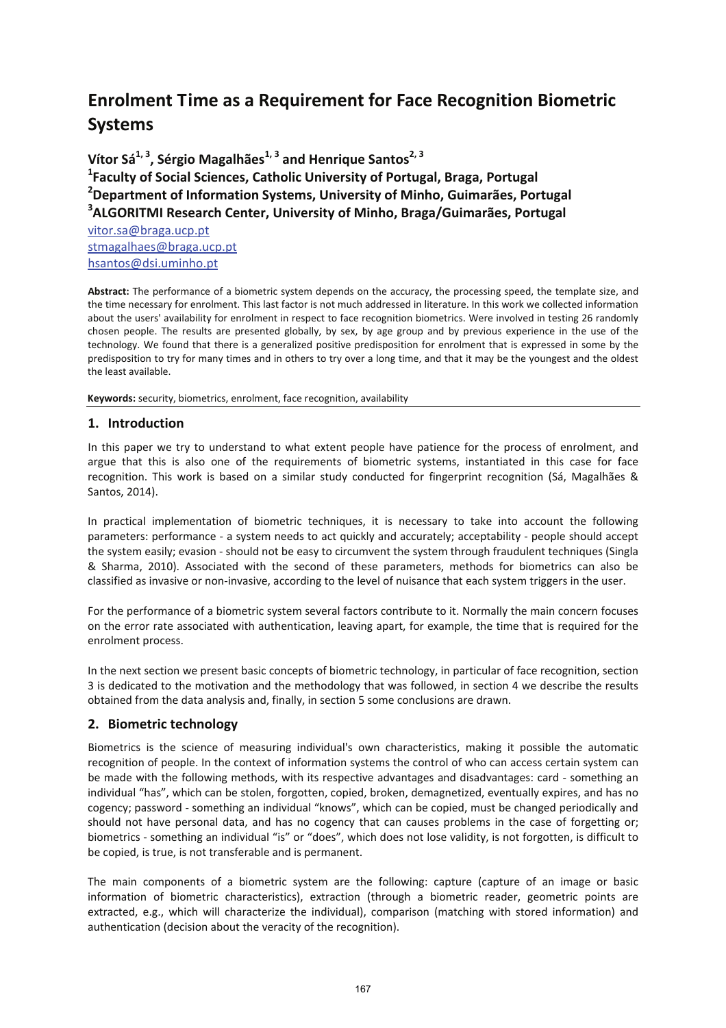# Enrolment Time as a Requirement for Face Recognition Biometric Systems

**Vítor Sá[1, 3], Sérgio Magalhães[1, 3] and Henrique Santos[2, 3]**
**[1]Faculty of Social Sciences, Catholic University of Portugal, Braga, Portugal**
**[2]Department of Information Systems, University of Minho, Guimarães, Portugal**
**[3]ALGORITMI Research Center, University of Minho, Braga/Guimarães, Portugal**

vitor.sa@braga.ucp.pt
stmagalhaes@braga.ucp.pt
hsantos@dsi.uminho.pt

**Abstract:** The performance of a biometric system depends on the accuracy, the processing speed, the template size, and the time necessary for enrolment. This last factor is not much addressed in literature. In this work we collected information about the users' availability for enrolment in respect to face recognition biometrics. Were involved in testing 26 randomly chosen people. The results are presented globally, by sex, by age group and by previous experience in the use of the technology. We found that there is a generalized positive predisposition for enrolment that is expressed in some by the predisposition to try for many times and in others to try over a long time, and that it may be the youngest and the oldest the least available.

**Keywords:** security, biometrics, enrolment, face recognition, availability

## 1. Introduction

In this paper we try to understand to what extent people have patience for the process of enrolment, and argue that this is also one of the requirements of biometric systems, instantiated in this case for face recognition. This work is based on a similar study conducted for fingerprint recognition (Sá, Magalhães & Santos, 2014).

In practical implementation of biometric techniques, it is necessary to take into account the following parameters: performance - a system needs to act quickly and accurately; acceptability - people should accept the system easily; evasion - should not be easy to circumvent the system through fraudulent techniques (Singla & Sharma, 2010). Associated with the second of these parameters, methods for biometrics can also be classified as invasive or non-invasive, according to the level of nuisance that each system triggers in the user.

For the performance of a biometric system several factors contribute to it. Normally the main concern focuses on the error rate associated with authentication, leaving apart, for example, the time that is required for the enrolment process.

In the next section we present basic concepts of biometric technology, in particular of face recognition, section 3 is dedicated to the motivation and the methodology that was followed, in section 4 we describe the results obtained from the data analysis and, finally, in section 5 some conclusions are drawn.

## 2. Biometric technology

Biometrics is the science of measuring individual's own characteristics, making it possible the automatic recognition of people. In the context of information systems the control of who can access certain system can be made with the following methods, with its respective advantages and disadvantages: card - something an individual "has", which can be stolen, forgotten, copied, broken, demagnetized, eventually expires, and has no cogency; password - something an individual "knows", which can be copied, must be changed periodically and should not have personal data, and has no cogency that can causes problems in the case of forgetting or; biometrics - something an individual "is" or "does", which does not lose validity, is not forgotten, is difficult to be copied, is true, is not transferable and is permanent.

The main components of a biometric system are the following: capture (capture of an image or basic information of biometric characteristics), extraction (through a biometric reader, geometric points are extracted, e.g., which will characterize the individual), comparison (matching with stored information) and authentication (decision about the veracity of the recognition).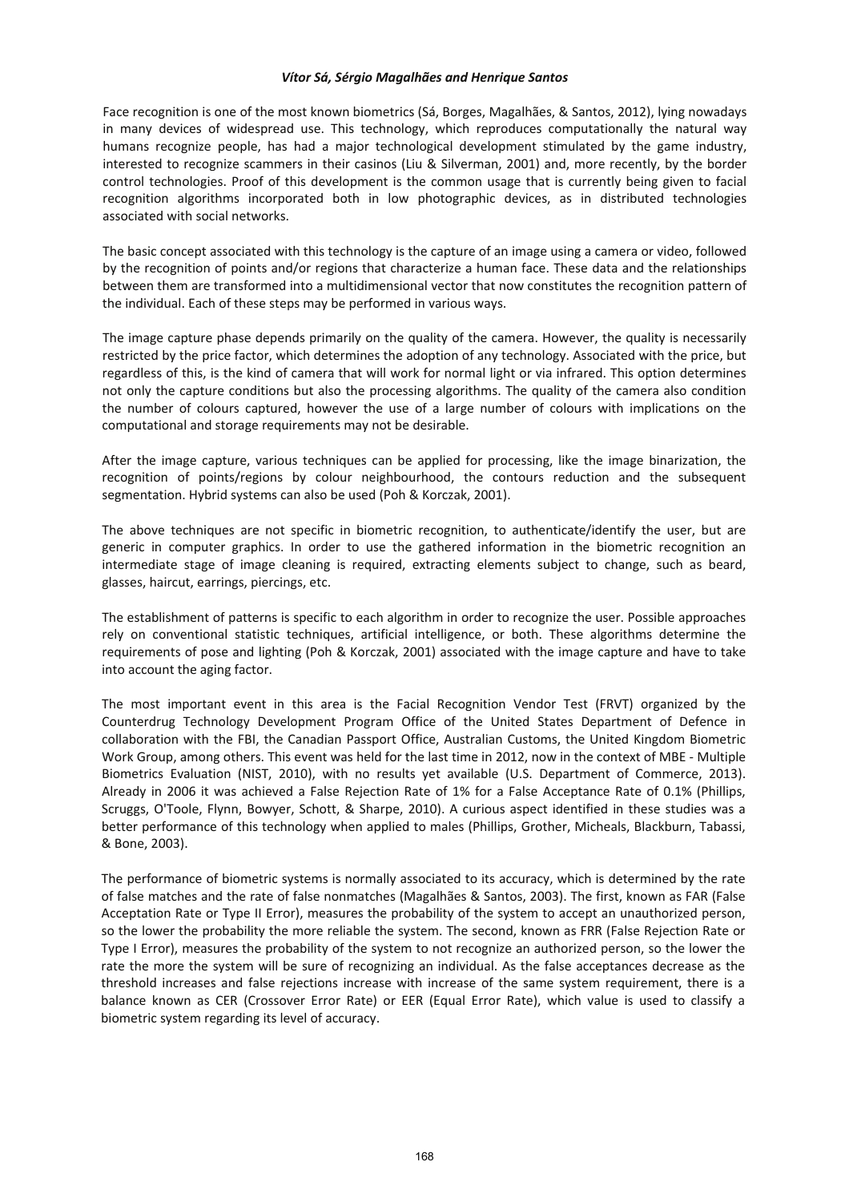Face recognition is one of the most known biometrics (Sá, Borges, Magalhães, & Santos, 2012), lying nowadays in many devices of widespread use. This technology, which reproduces computationally the natural way humans recognize people, has had a major technological development stimulated by the game industry, interested to recognize scammers in their casinos (Liu & Silverman, 2001) and, more recently, by the border control technologies. Proof of this development is the common usage that is currently being given to facial recognition algorithms incorporated both in low photographic devices, as in distributed technologies associated with social networks.

The basic concept associated with this technology is the capture of an image using a camera or video, followed by the recognition of points and/or regions that characterize a human face. These data and the relationships between them are transformed into a multidimensional vector that now constitutes the recognition pattern of the individual. Each of these steps may be performed in various ways.

The image capture phase depends primarily on the quality of the camera. However, the quality is necessarily restricted by the price factor, which determines the adoption of any technology. Associated with the price, but regardless of this, is the kind of camera that will work for normal light or via infrared. This option determines not only the capture conditions but also the processing algorithms. The quality of the camera also condition the number of colours captured, however the use of a large number of colours with implications on the computational and storage requirements may not be desirable.

After the image capture, various techniques can be applied for processing, like the image binarization, the recognition of points/regions by colour neighbourhood, the contours reduction and the subsequent segmentation. Hybrid systems can also be used (Poh & Korczak, 2001).

The above techniques are not specific in biometric recognition, to authenticate/identify the user, but are generic in computer graphics. In order to use the gathered information in the biometric recognition an intermediate stage of image cleaning is required, extracting elements subject to change, such as beard, glasses, haircut, earrings, piercings, etc.

The establishment of patterns is specific to each algorithm in order to recognize the user. Possible approaches rely on conventional statistic techniques, artificial intelligence, or both. These algorithms determine the requirements of pose and lighting (Poh & Korczak, 2001) associated with the image capture and have to take into account the aging factor.

The most important event in this area is the Facial Recognition Vendor Test (FRVT) organized by the Counterdrug Technology Development Program Office of the United States Department of Defence in collaboration with the FBI, the Canadian Passport Office, Australian Customs, the United Kingdom Biometric Work Group, among others. This event was held for the last time in 2012, now in the context of MBE - Multiple Biometrics Evaluation (NIST, 2010), with no results yet available (U.S. Department of Commerce, 2013). Already in 2006 it was achieved a False Rejection Rate of 1% for a False Acceptance Rate of 0.1% (Phillips, Scruggs, O'Toole, Flynn, Bowyer, Schott, & Sharpe, 2010). A curious aspect identified in these studies was a better performance of this technology when applied to males (Phillips, Grother, Micheals, Blackburn, Tabassi, & Bone, 2003).

The performance of biometric systems is normally associated to its accuracy, which is determined by the rate of false matches and the rate of false nonmatches (Magalhães & Santos, 2003). The first, known as FAR (False Acceptation Rate or Type II Error), measures the probability of the system to accept an unauthorized person, so the lower the probability the more reliable the system. The second, known as FRR (False Rejection Rate or Type I Error), measures the probability of the system to not recognize an authorized person, so the lower the rate the more the system will be sure of recognizing an individual. As the false acceptances decrease as the threshold increases and false rejections increase with increase of the same system requirement, there is a balance known as CER (Crossover Error Rate) or EER (Equal Error Rate), which value is used to classify a biometric system regarding its level of accuracy.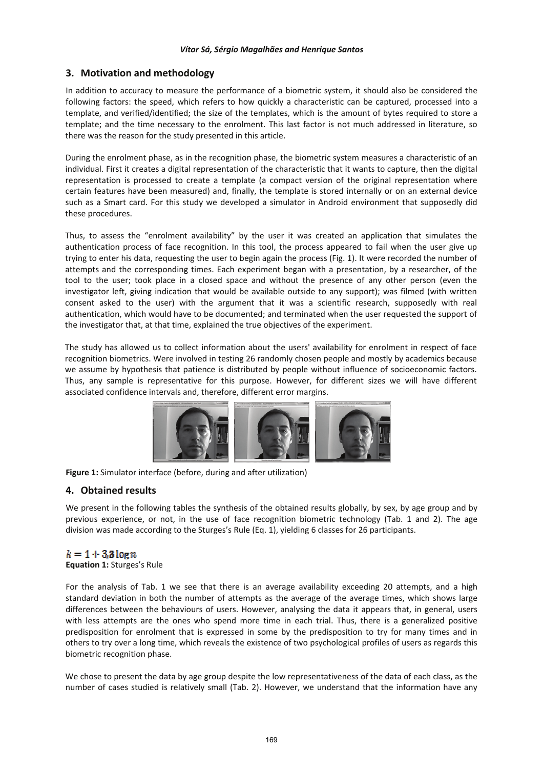## 3. Motivation and methodology

In addition to accuracy to measure the performance of a biometric system, it should also be considered the following factors: the speed, which refers to how quickly a characteristic can be captured, processed into a template, and verified/identified; the size of the templates, which is the amount of bytes required to store a template; and the time necessary to the enrolment. This last factor is not much addressed in literature, so there was the reason for the study presented in this article.

During the enrolment phase, as in the recognition phase, the biometric system measures a characteristic of an individual. First it creates a digital representation of the characteristic that it wants to capture, then the digital representation is processed to create a template (a compact version of the original representation where certain features have been measured) and, finally, the template is stored internally or on an external device such as a Smart card. For this study we developed a simulator in Android environment that supposedly did these procedures.

Thus, to assess the "enrolment availability" by the user it was created an application that simulates the authentication process of face recognition. In this tool, the process appeared to fail when the user give up trying to enter his data, requesting the user to begin again the process (Fig. 1). It were recorded the number of attempts and the corresponding times. Each experiment began with a presentation, by a researcher, of the tool to the user; took place in a closed space and without the presence of any other person (even the investigator left, giving indication that would be available outside to any support); was filmed (with written consent asked to the user) with the argument that it was a scientific research, supposedly with real authentication, which would have to be documented; and terminated when the user requested the support of the investigator that, at that time, explained the true objectives of the experiment.

The study has allowed us to collect information about the users' availability for enrolment in respect of face recognition biometrics. Were involved in testing 26 randomly chosen people and mostly by academics because we assume by hypothesis that patience is distributed by people without influence of socioeconomic factors. Thus, any sample is representative for this purpose. However, for different sizes we will have different associated confidence intervals and, therefore, different error margins.

**Figure 1:** Simulator interface (before, during and after utilization)

## 4. Obtained results

We present in the following tables the synthesis of the obtained results globally, by sex, by age group and by previous experience, or not, in the use of face recognition biometric technology (Tab. 1 and 2). The age division was made according to the Sturges's Rule (Eq. 1), yielding 6 classes for 26 participants.

$$k = 1 + 3{,}3 \log n$$

**Equation 1:** Sturges's Rule

For the analysis of Tab. 1 we see that there is an average availability exceeding 20 attempts, and a high standard deviation in both the number of attempts as the average of the average times, which shows large differences between the behaviours of users. However, analysing the data it appears that, in general, users with less attempts are the ones who spend more time in each trial. Thus, there is a generalized positive predisposition for enrolment that is expressed in some by the predisposition to try for many times and in others to try over a long time, which reveals the existence of two psychological profiles of users as regards this biometric recognition phase.

We chose to present the data by age group despite the low representativeness of the data of each class, as the number of cases studied is relatively small (Tab. 2). However, we understand that the information have any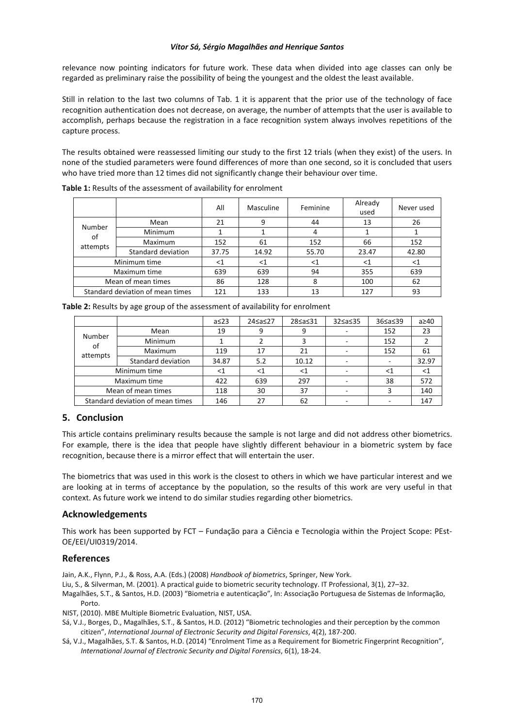relevance now pointing indicators for future work. These data when divided into age classes can only be regarded as preliminary raise the possibility of being the youngest and the oldest the least available.

Still in relation to the last two columns of Tab. 1 it is apparent that the prior use of the technology of face recognition authentication does not decrease, on average, the number of attempts that the user is available to accomplish, perhaps because the registration in a face recognition system always involves repetitions of the capture process.

The results obtained were reassessed limiting our study to the first 12 trials (when they exist) of the users. In none of the studied parameters were found differences of more than one second, so it is concluded that users who have tried more than 12 times did not significantly change their behaviour over time.

**Table 1:** Results of the assessment of availability for enrolment

| | | All | Masculine | Feminine | Already used | Never used |
|---|---|---|---|---|---|---|
| Number of attempts | Mean | 21 | 9 | 44 | 13 | 26 |
| | Minimum | 1 | 1 | 4 | 1 | 1 |
| | Maximum | 152 | 61 | 152 | 66 | 152 |
| | Standard deviation | 37.75 | 14.92 | 55.70 | 23.47 | 42.80 |
| Minimum time | | <1 | <1 | <1 | <1 | <1 |
| Maximum time | | 639 | 639 | 94 | 355 | 639 |
| Mean of mean times | | 86 | 128 | 8 | 100 | 62 |
| Standard deviation of mean times | | 121 | 133 | 13 | 127 | 93 |

**Table 2:** Results by age group of the assessment of availability for enrolment

| | | a≤23 | 24≤a≤27 | 28≤a≤31 | 32≤a≤35 | 36≤a≤39 | a≥40 |
|---|---|---|---|---|---|---|---|
| Number of attempts | Mean | 19 | 9 | 9 | - | 152 | 23 |
| | Minimum | 1 | 2 | 3 | - | 152 | 2 |
| | Maximum | 119 | 17 | 21 | - | 152 | 61 |
| | Standard deviation | 34.87 | 5.2 | 10.12 | - | - | 32.97 |
| Minimum time | | <1 | <1 | <1 | - | <1 | <1 |
| Maximum time | | 422 | 639 | 297 | - | 38 | 572 |
| Mean of mean times | | 118 | 30 | 37 | - | 3 | 140 |
| Standard deviation of mean times | | 146 | 27 | 62 | - | - | 147 |

## 5. Conclusion

This article contains preliminary results because the sample is not large and did not address other biometrics. For example, there is the idea that people have slightly different behaviour in a biometric system by face recognition, because there is a mirror effect that will entertain the user.

The biometrics that was used in this work is the closest to others in which we have particular interest and we are looking at in terms of acceptance by the population, so the results of this work are very useful in that context. As future work we intend to do similar studies regarding other biometrics.

## Acknowledgements

This work has been supported by FCT – Fundação para a Ciência e Tecnologia within the Project Scope: PEst-OE/EEI/UI0319/2014.

## References

Jain, A.K., Flynn, P.J., & Ross, A.A. (Eds.) (2008) *Handbook of biometrics*, Springer, New York.

Liu, S., & Silverman, M. (2001). A practical guide to biometric security technology. IT Professional, 3(1), 27–32.

Magalhães, S.T., & Santos, H.D. (2003) "Biometria e autenticação", In: Associação Portuguesa de Sistemas de Informação, Porto.

NIST, (2010). MBE Multiple Biometric Evaluation, NIST, USA.

Sá, V.J., Borges, D., Magalhães, S.T., & Santos, H.D. (2012) "Biometric technologies and their perception by the common citizen", *International Journal of Electronic Security and Digital Forensics*, 4(2), 187-200.

Sá, V.J., Magalhães, S.T. & Santos, H.D. (2014) "Enrolment Time as a Requirement for Biometric Fingerprint Recognition", *International Journal of Electronic Security and Digital Forensics*, 6(1), 18-24.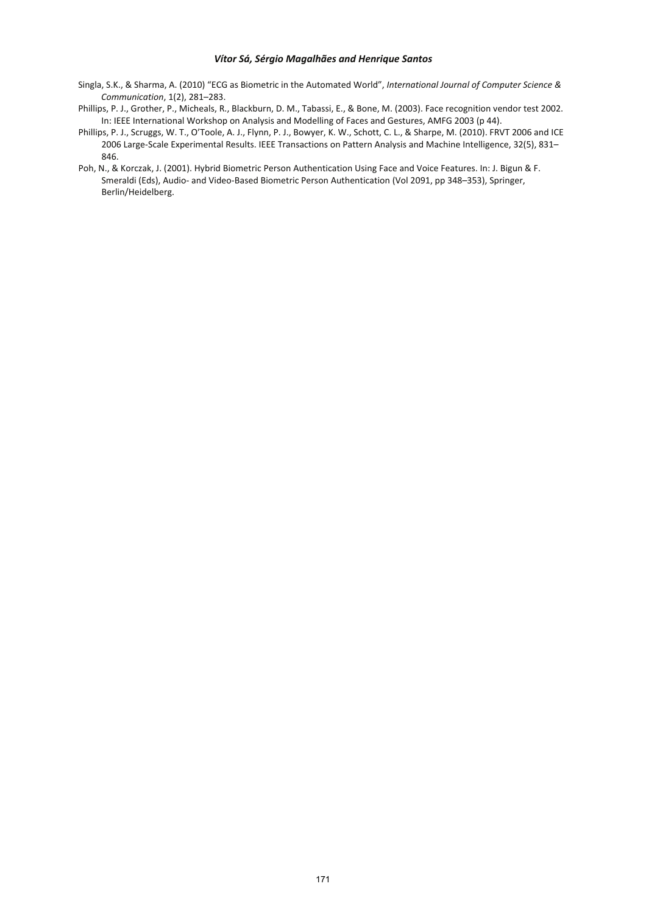Singla, S.K., & Sharma, A. (2010) "ECG as Biometric in the Automated World", *International Journal of Computer Science & Communication*, 1(2), 281–283.

Phillips, P. J., Grother, P., Micheals, R., Blackburn, D. M., Tabassi, E., & Bone, M. (2003). Face recognition vendor test 2002. In: IEEE International Workshop on Analysis and Modelling of Faces and Gestures, AMFG 2003 (p 44).

Phillips, P. J., Scruggs, W. T., O'Toole, A. J., Flynn, P. J., Bowyer, K. W., Schott, C. L., & Sharpe, M. (2010). FRVT 2006 and ICE 2006 Large-Scale Experimental Results. IEEE Transactions on Pattern Analysis and Machine Intelligence, 32(5), 831–846.

Poh, N., & Korczak, J. (2001). Hybrid Biometric Person Authentication Using Face and Voice Features. In: J. Bigun & F. Smeraldi (Eds), Audio- and Video-Based Biometric Person Authentication (Vol 2091, pp 348–353), Springer, Berlin/Heidelberg.